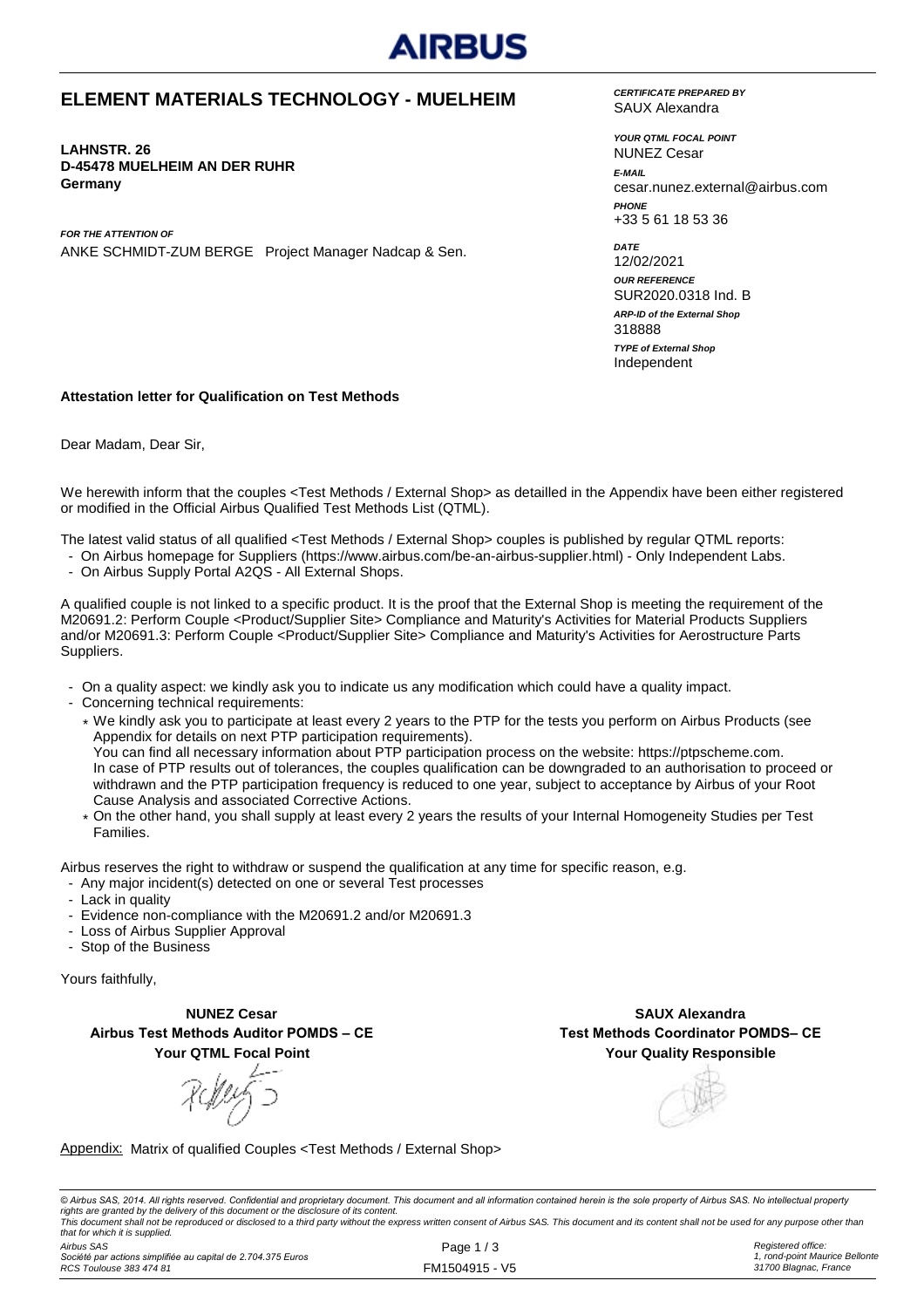AIRBUS

# ELEMENT MATERIALS TECHNOLOGY - MUELHEIM

**LAHNSTR. 26**
**D-45478 MUELHEIM AN DER RUHR**
**Germany**

***FOR THE ATTENTION OF***
ANKE SCHMIDT-ZUM BERGE Project Manager Nadcap & Sen.

***CERTIFICATE PREPARED BY***
SAUX Alexandra

***YOUR QTML FOCAL POINT***
NUNEZ Cesar

***E-MAIL***
cesar.nunez.external@airbus.com

***PHONE***
+33 5 61 18 53 36

***DATE***
12/02/2021

***OUR REFERENCE***
SUR2020.0318 Ind. B

***ARP-ID of the External Shop***
318888

***TYPE of External Shop***
Independent

**Attestation letter for Qualification on Test Methods**

Dear Madam, Dear Sir,

We herewith inform that the couples <Test Methods / External Shop> as detailled in the Appendix have been either registered or modified in the Official Airbus Qualified Test Methods List (QTML).

The latest valid status of all qualified <Test Methods / External Shop> couples is published by regular QTML reports:

- On Airbus homepage for Suppliers (https://www.airbus.com/be-an-airbus-supplier.html) - Only Independent Labs.
- On Airbus Supply Portal A2QS - All External Shops.

A qualified couple is not linked to a specific product. It is the proof that the External Shop is meeting the requirement of the M20691.2: Perform Couple <Product/Supplier Site> Compliance and Maturity's Activities for Material Products Suppliers and/or M20691.3: Perform Couple <Product/Supplier Site> Compliance and Maturity's Activities for Aerostructure Parts Suppliers.

- On a quality aspect: we kindly ask you to indicate us any modification which could have a quality impact.
- Concerning technical requirements:
  - We kindly ask you to participate at least every 2 years to the PTP for the tests you perform on Airbus Products (see Appendix for details on next PTP participation requirements).
    You can find all necessary information about PTP participation process on the website: https://ptpscheme.com.
    In case of PTP results out of tolerances, the couples qualification can be downgraded to an authorisation to proceed or withdrawn and the PTP participation frequency is reduced to one year, subject to acceptance by Airbus of your Root Cause Analysis and associated Corrective Actions.
  - On the other hand, you shall supply at least every 2 years the results of your Internal Homogeneity Studies per Test Families.

Airbus reserves the right to withdraw or suspend the qualification at any time for specific reason, e.g.

- Any major incident(s) detected on one or several Test processes
- Lack in quality
- Evidence non-compliance with the M20691.2 and/or M20691.3
- Loss of Airbus Supplier Approval
- Stop of the Business

Yours faithfully,

**NUNEZ Cesar**
**Airbus Test Methods Auditor POMDS – CE**
**Your QTML Focal Point**

**SAUX Alexandra**
**Test Methods Coordinator POMDS– CE**
**Your Quality Responsible**

Appendix: Matrix of qualified Couples <Test Methods / External Shop>

*© Airbus SAS, 2014. All rights reserved. Confidential and proprietary document. This document and all information contained herein is the sole property of Airbus SAS. No intellectual property rights are granted by the delivery of this document or the disclosure of its content.*
*This document shall not be reproduced or disclosed to a third party without the express written consent of Airbus SAS. This document and its content shall not be used for any purpose other than that for which it is supplied.*

*Airbus SAS*
*Société par actions simplifiée au capital de 2.704.375 Euros*
*RCS Toulouse 383 474 81*

FM1504915 - V5

*Registered office:*
*1, rond-point Maurice Bellonte*
*31700 Blagnac, France*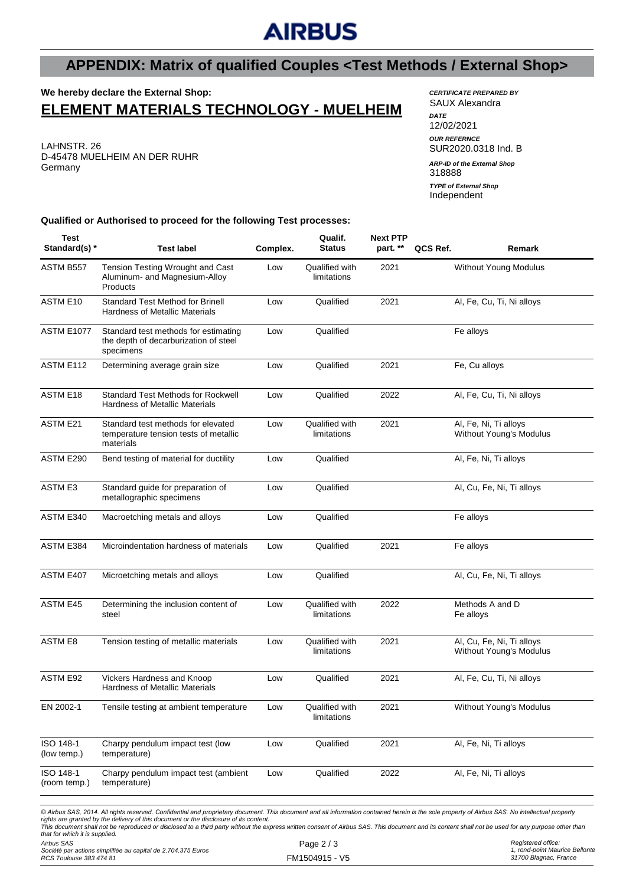# AIRBUS

## APPENDIX: Matrix of qualified Couples <Test Methods / External Shop>

**We hereby declare the External Shop:**

## ELEMENT MATERIALS TECHNOLOGY - MUELHEIM

LAHNSTR. 26
D-45478 MUELHEIM AN DER RUHR
Germany

***CERTIFICATE PREPARED BY***
SAUX Alexandra

***DATE***
12/02/2021

***OUR REFERNCE***
SUR2020.0318 Ind. B

***ARP-ID of the External Shop***
318888

***TYPE of External Shop***
Independent

**Qualified or Authorised to proceed for the following Test processes:**

| Test Standard(s) * | Test label | Complex. | Qualif. Status | Next PTP part. ** | QCS Ref. | Remark |
|---|---|---|---|---|---|---|
| ASTM B557 | Tension Testing Wrought and Cast Aluminum- and Magnesium-Alloy Products | Low | Qualified with limitations | 2021 | | Without Young Modulus |
| ASTM E10 | Standard Test Method for Brinell Hardness of Metallic Materials | Low | Qualified | 2021 | | Al, Fe, Cu, Ti, Ni alloys |
| ASTM E1077 | Standard test methods for estimating the depth of decarburization of steel specimens | Low | Qualified | | | Fe alloys |
| ASTM E112 | Determining average grain size | Low | Qualified | 2021 | | Fe, Cu alloys |
| ASTM E18 | Standard Test Methods for Rockwell Hardness of Metallic Materials | Low | Qualified | 2022 | | Al, Fe, Cu, Ti, Ni alloys |
| ASTM E21 | Standard test methods for elevated temperature tension tests of metallic materials | Low | Qualified with limitations | 2021 | | Al, Fe, Ni, Ti alloys<br>Without Young's Modulus |
| ASTM E290 | Bend testing of material for ductility | Low | Qualified | | | Al, Fe, Ni, Ti alloys |
| ASTM E3 | Standard guide for preparation of metallographic specimens | Low | Qualified | | | Al, Cu, Fe, Ni, Ti alloys |
| ASTM E340 | Macroetching metals and alloys | Low | Qualified | | | Fe alloys |
| ASTM E384 | Microindentation hardness of materials | Low | Qualified | 2021 | | Fe alloys |
| ASTM E407 | Microetching metals and alloys | Low | Qualified | | | Al, Cu, Fe, Ni, Ti alloys |
| ASTM E45 | Determining the inclusion content of steel | Low | Qualified with limitations | 2022 | | Methods A and D<br>Fe alloys |
| ASTM E8 | Tension testing of metallic materials | Low | Qualified with limitations | 2021 | | Al, Cu, Fe, Ni, Ti alloys<br>Without Young's Modulus |
| ASTM E92 | Vickers Hardness and Knoop Hardness of Metallic Materials | Low | Qualified | 2021 | | Al, Fe, Cu, Ti, Ni alloys |
| EN 2002-1 | Tensile testing at ambient temperature | Low | Qualified with limitations | 2021 | | Without Young's Modulus |
| ISO 148-1 (low temp.) | Charpy pendulum impact test (low temperature) | Low | Qualified | 2021 | | Al, Fe, Ni, Ti alloys |
| ISO 148-1 (room temp.) | Charpy pendulum impact test (ambient temperature) | Low | Qualified | 2022 | | Al, Fe, Ni, Ti alloys |

*© Airbus SAS, 2014. All rights reserved. Confidential and proprietary document. This document and all information contained herein is the sole property of Airbus SAS. No intellectual property rights are granted by the delivery of this document or the disclosure of its content.*
*This document shall not be reproduced or disclosed to a third party without the express written consent of Airbus SAS. This document and its content shall not be used for any purpose other than that for which it is supplied.*

*Airbus SAS*
*Société par actions simplifiée au capital de 2.704.375 Euros*
*RCS Toulouse 383 474 81*

FM1504915 - V5

*Registered office:*
*1, rond-point Maurice Bellonte*
*31700 Blagnac, France*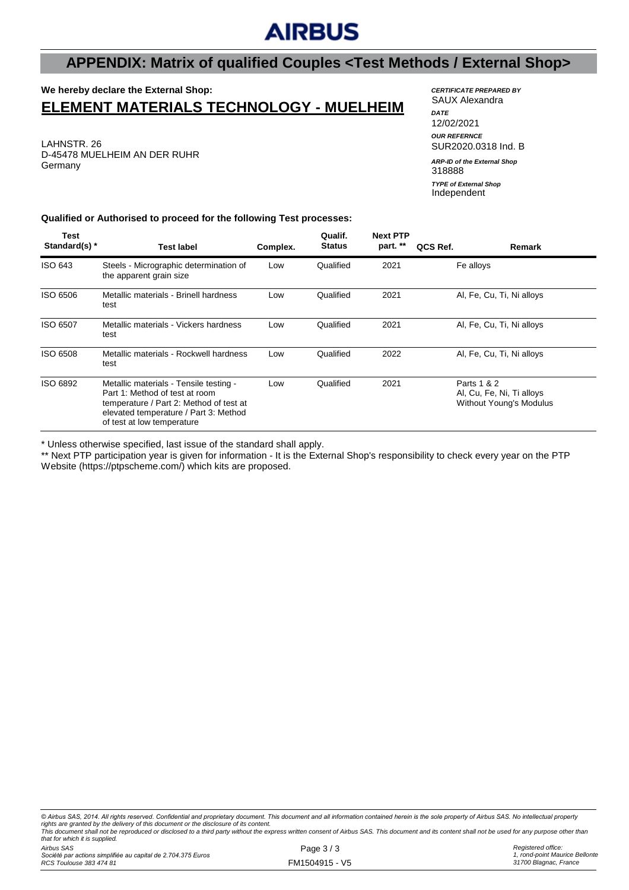# AIRBUS

## APPENDIX: Matrix of qualified Couples <Test Methods / External Shop>

**We hereby declare the External Shop:**

## ELEMENT MATERIALS TECHNOLOGY - MUELHEIM

LAHNSTR. 26
D-45478 MUELHEIM AN DER RUHR
Germany

***CERTIFICATE PREPARED BY***
SAUX Alexandra

***DATE***
12/02/2021

***OUR REFERNCE***
SUR2020.0318 Ind. B

***ARP-ID of the External Shop***
318888

***TYPE of External Shop***
Independent

**Qualified or Authorised to proceed for the following Test processes:**

| Test Standard(s) * | Test label | Complex. | Qualif. Status | Next PTP part. ** | QCS Ref. | Remark |
|---|---|---|---|---|---|---|
| ISO 643 | Steels - Micrographic determination of the apparent grain size | Low | Qualified | 2021 | | Fe alloys |
| ISO 6506 | Metallic materials - Brinell hardness test | Low | Qualified | 2021 | | Al, Fe, Cu, Ti, Ni alloys |
| ISO 6507 | Metallic materials - Vickers hardness test | Low | Qualified | 2021 | | Al, Fe, Cu, Ti, Ni alloys |
| ISO 6508 | Metallic materials - Rockwell hardness test | Low | Qualified | 2022 | | Al, Fe, Cu, Ti, Ni alloys |
| ISO 6892 | Metallic materials - Tensile testing - Part 1: Method of test at room temperature / Part 2: Method of test at elevated temperature / Part 3: Method of test at low temperature | Low | Qualified | 2021 | | Parts 1 & 2<br>Al, Cu, Fe, Ni, Ti alloys<br>Without Young's Modulus |

* Unless otherwise specified, last issue of the standard shall apply.

** Next PTP participation year is given for information - It is the External Shop's responsibility to check every year on the PTP Website (https://ptpscheme.com/) which kits are proposed.

*© Airbus SAS, 2014. All rights reserved. Confidential and proprietary document. This document and all information contained herein is the sole property of Airbus SAS. No intellectual property rights are granted by the delivery of this document or the disclosure of its content.*
*This document shall not be reproduced or disclosed to a third party without the express written consent of Airbus SAS. This document and its content shall not be used for any purpose other than that for which it is supplied.*

*Airbus SAS*
*Société par actions simplifiée au capital de 2.704.375 Euros*
*RCS Toulouse 383 474 81*

FM1504915 - V5

*Registered office:*
*1, rond-point Maurice Bellonte*
*31700 Blagnac, France*